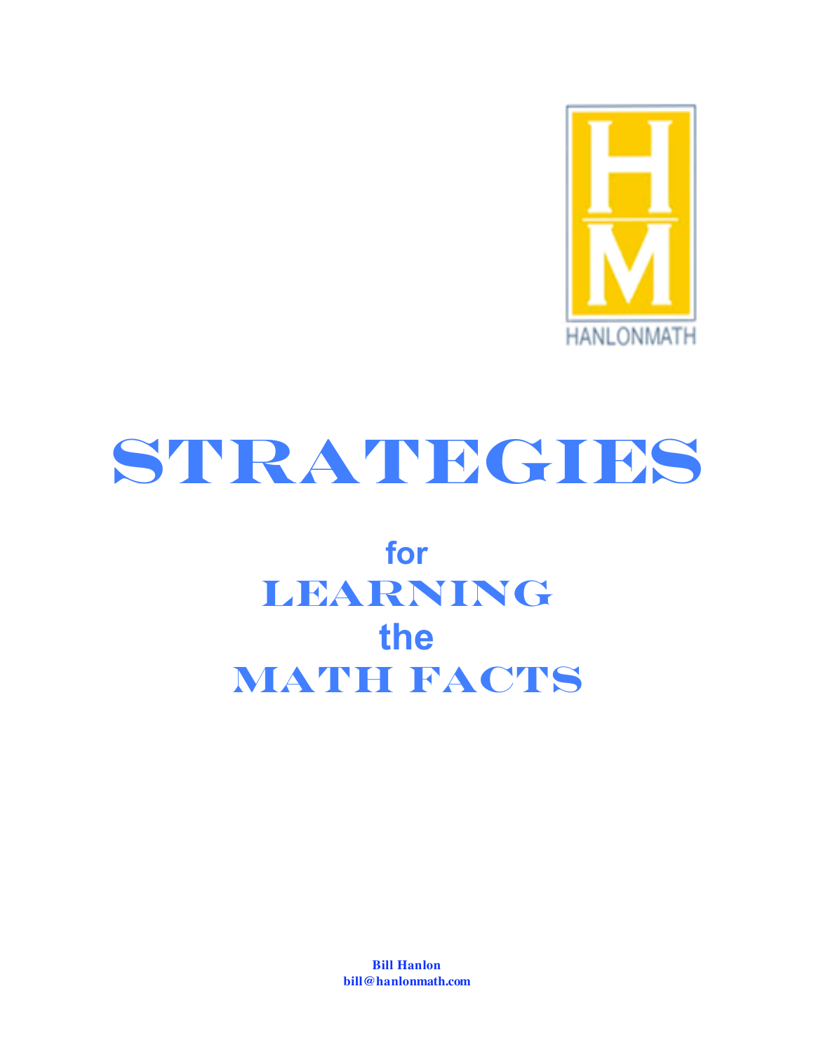HANLONMATH

# STRATEGIES

## for LEARNING the MATH FACTS

**Bill Hanlon**
**bill@hanlonmath.com**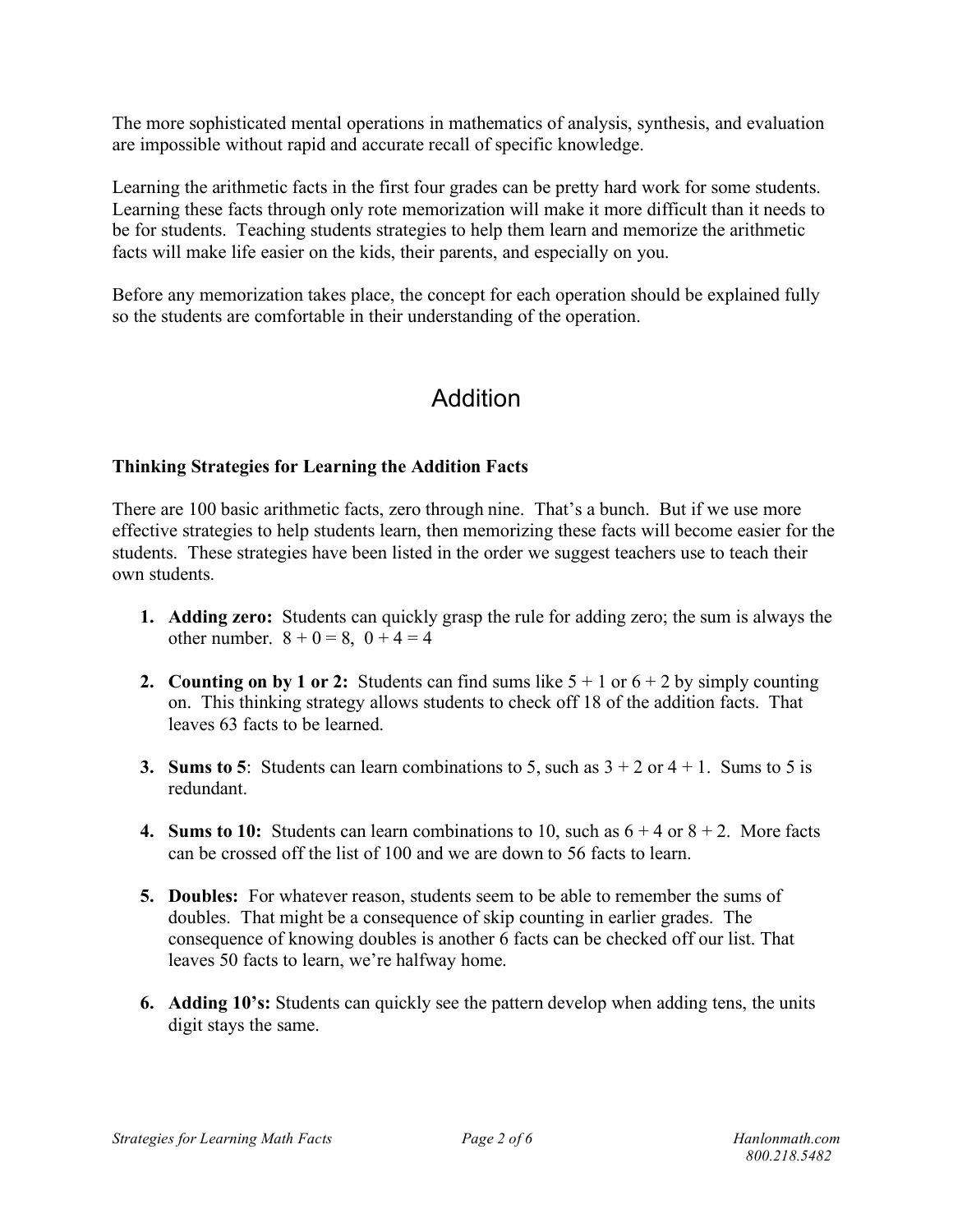The more sophisticated mental operations in mathematics of analysis, synthesis, and evaluation are impossible without rapid and accurate recall of specific knowledge.

Learning the arithmetic facts in the first four grades can be pretty hard work for some students. Learning these facts through only rote memorization will make it more difficult than it needs to be for students. Teaching students strategies to help them learn and memorize the arithmetic facts will make life easier on the kids, their parents, and especially on you.

Before any memorization takes place, the concept for each operation should be explained fully so the students are comfortable in their understanding of the operation.

# Addition

### Thinking Strategies for Learning the Addition Facts

There are 100 basic arithmetic facts, zero through nine. That's a bunch. But if we use more effective strategies to help students learn, then memorizing these facts will become easier for the students. These strategies have been listed in the order we suggest teachers use to teach their own students.

1. **Adding zero:** Students can quickly grasp the rule for adding zero; the sum is always the other number. $8 + 0 = 8$, $0 + 4 = 4$

2. **Counting on by 1 or 2:** Students can find sums like $5 + 1$ or $6 + 2$ by simply counting on. This thinking strategy allows students to check off 18 of the addition facts. That leaves 63 facts to be learned.

3. **Sums to 5**: Students can learn combinations to 5, such as $3 + 2$ or $4 + 1$. Sums to 5 is redundant.

4. **Sums to 10:** Students can learn combinations to 10, such as $6 + 4$ or $8 + 2$. More facts can be crossed off the list of 100 and we are down to 56 facts to learn.

5. **Doubles:** For whatever reason, students seem to be able to remember the sums of doubles. That might be a consequence of skip counting in earlier grades. The consequence of knowing doubles is another 6 facts can be checked off our list. That leaves 50 facts to learn, we're halfway home.

6. **Adding 10's:** Students can quickly see the pattern develop when adding tens, the units digit stays the same.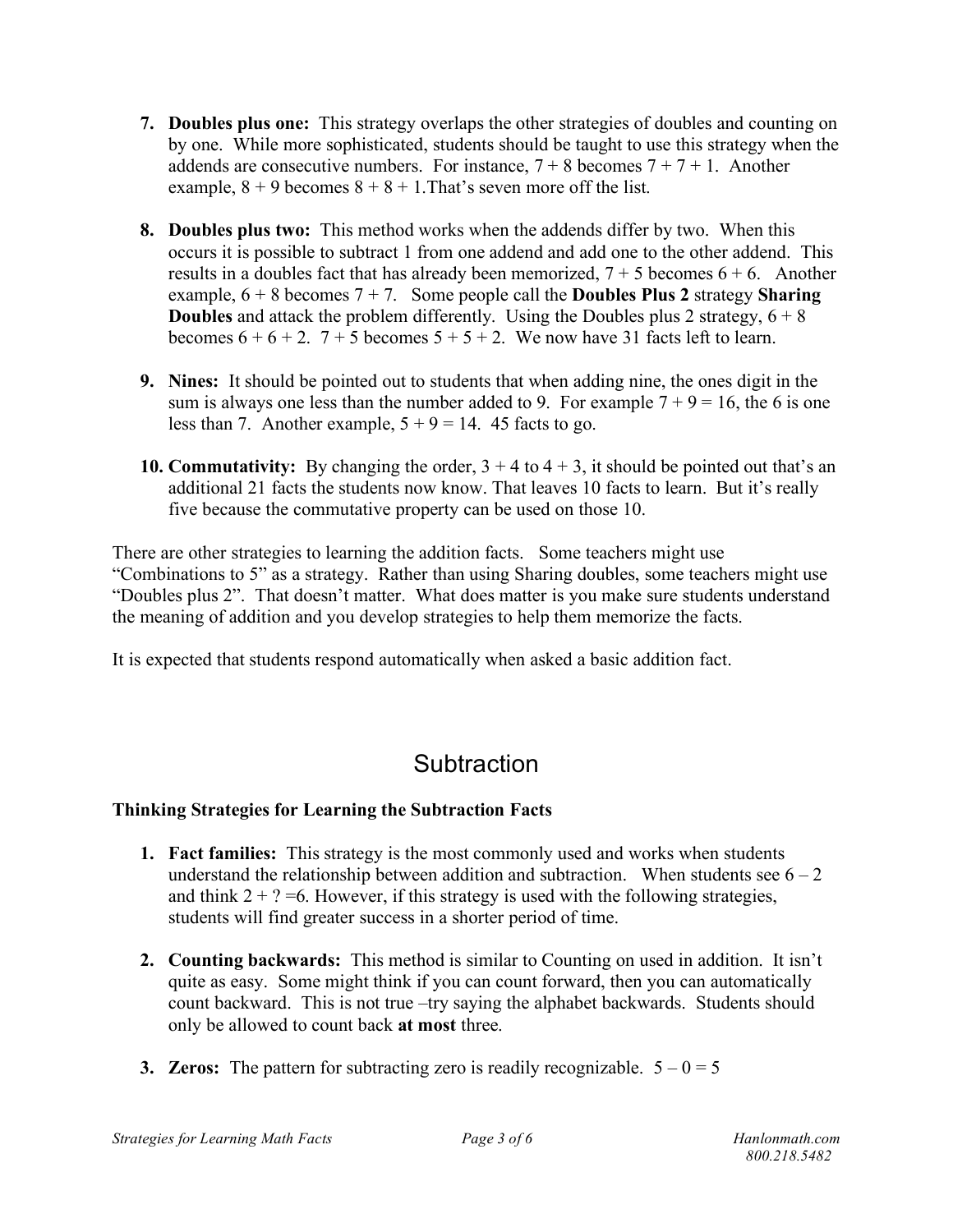7. **Doubles plus one:** This strategy overlaps the other strategies of doubles and counting on by one. While more sophisticated, students should be taught to use this strategy when the addends are consecutive numbers. For instance, $7 + 8$ becomes $7 + 7 + 1$. Another example, $8 + 9$ becomes $8 + 8 + 1$.That's seven more off the list.

8. **Doubles plus two:** This method works when the addends differ by two. When this occurs it is possible to subtract 1 from one addend and add one to the other addend. This results in a doubles fact that has already been memorized, $7 + 5$ becomes $6 + 6$. Another example, $6 + 8$ becomes $7 + 7$. Some people call the **Doubles Plus 2** strategy **Sharing Doubles** and attack the problem differently. Using the Doubles plus 2 strategy, $6 + 8$ becomes $6 + 6 + 2$. $7 + 5$ becomes $5 + 5 + 2$. We now have 31 facts left to learn.

9. **Nines:** It should be pointed out to students that when adding nine, the ones digit in the sum is always one less than the number added to 9. For example $7 + 9 = 16$, the 6 is one less than 7. Another example, $5 + 9 = 14$. 45 facts to go.

10. **Commutativity:** By changing the order, $3 + 4$ to $4 + 3$, it should be pointed out that's an additional 21 facts the students now know. That leaves 10 facts to learn. But it's really five because the commutative property can be used on those 10.

There are other strategies to learning the addition facts. Some teachers might use "Combinations to 5" as a strategy. Rather than using Sharing doubles, some teachers might use "Doubles plus 2". That doesn't matter. What does matter is you make sure students understand the meaning of addition and you develop strategies to help them memorize the facts.

It is expected that students respond automatically when asked a basic addition fact.

# Subtraction

**Thinking Strategies for Learning the Subtraction Facts**

1. **Fact families:** This strategy is the most commonly used and works when students understand the relationship between addition and subtraction. When students see $6 - 2$ and think $2 + ? = 6$. However, if this strategy is used with the following strategies, students will find greater success in a shorter period of time.

2. **Counting backwards:** This method is similar to Counting on used in addition. It isn't quite as easy. Some might think if you can count forward, then you can automatically count backward. This is not true –try saying the alphabet backwards. Students should only be allowed to count back **at most** three.

3. **Zeros:** The pattern for subtracting zero is readily recognizable. $5 - 0 = 5$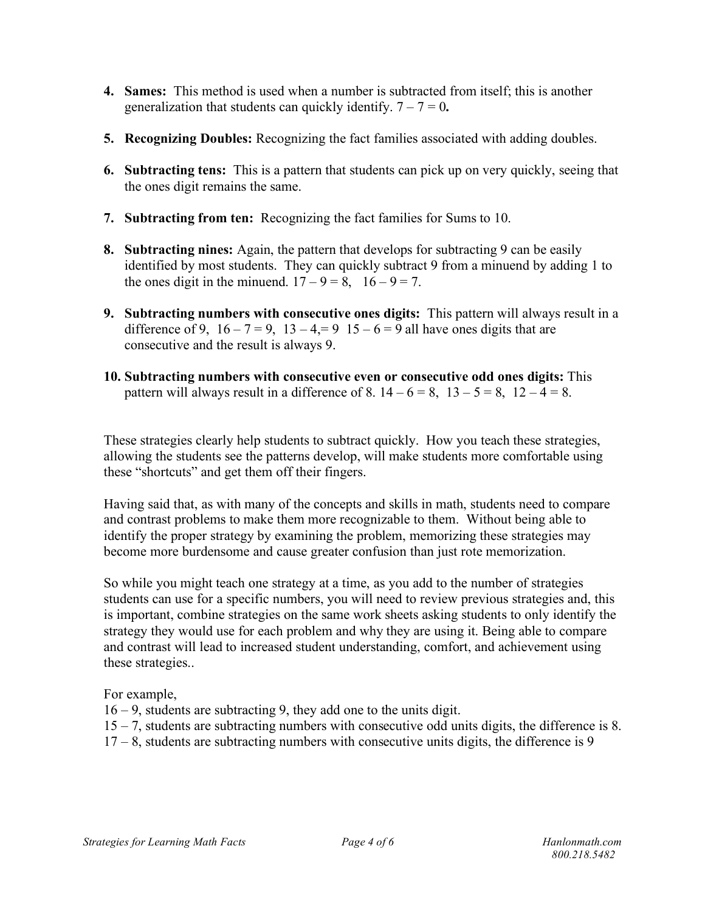4. **Sames:** This method is used when a number is subtracted from itself; this is another generalization that students can quickly identify. $7 - 7 = 0$**.**

5. **Recognizing Doubles:** Recognizing the fact families associated with adding doubles.

6. **Subtracting tens:** This is a pattern that students can pick up on very quickly, seeing that the ones digit remains the same.

7. **Subtracting from ten:** Recognizing the fact families for Sums to 10.

8. **Subtracting nines:** Again, the pattern that develops for subtracting 9 can be easily identified by most students. They can quickly subtract 9 from a minuend by adding 1 to the ones digit in the minuend. $17 - 9 = 8$, $16 - 9 = 7$.

9. **Subtracting numbers with consecutive ones digits:** This pattern will always result in a difference of 9, $16 - 7 = 9$, $13 - 4$,$= 9$ $15 - 6 = 9$ all have ones digits that are consecutive and the result is always 9.

10. **Subtracting numbers with consecutive even or consecutive odd ones digits:** This pattern will always result in a difference of 8. $14 - 6 = 8$, $13 - 5 = 8$, $12 - 4 = 8$.

These strategies clearly help students to subtract quickly. How you teach these strategies, allowing the students see the patterns develop, will make students more comfortable using these "shortcuts" and get them off their fingers.

Having said that, as with many of the concepts and skills in math, students need to compare and contrast problems to make them more recognizable to them. Without being able to identify the proper strategy by examining the problem, memorizing these strategies may become more burdensome and cause greater confusion than just rote memorization.

So while you might teach one strategy at a time, as you add to the number of strategies students can use for a specific numbers, you will need to review previous strategies and, this is important, combine strategies on the same work sheets asking students to only identify the strategy they would use for each problem and why they are using it. Being able to compare and contrast will lead to increased student understanding, comfort, and achievement using these strategies..

For example,
$16 - 9$, students are subtracting 9, they add one to the units digit.
$15 - 7$, students are subtracting numbers with consecutive odd units digits, the difference is 8.
$17 - 8$, students are subtracting numbers with consecutive units digits, the difference is 9